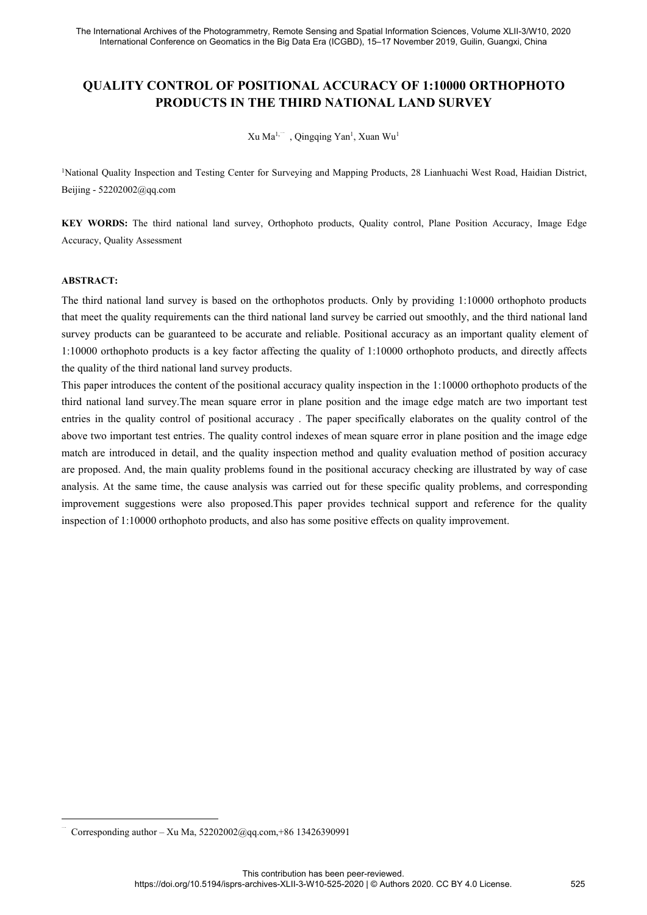# QUALITY CONTROL OF POSITIONAL ACCURACY OF 1:10000 ORTHOPHOTO PRODUCTS IN THE THIRD NATIONAL LAND SURVEY

Xu Ma[1,*], Qingqing Yan[1], Xuan Wu[1]

[1]National Quality Inspection and Testing Center for Surveying and Mapping Products, 28 Lianhuachi West Road, Haidian District, Beijing - 52202002@qq.com

**KEY WORDS:** The third national land survey, Orthophoto products, Quality control, Plane Position Accuracy, Image Edge Accuracy, Quality Assessment

**ABSTRACT:**

The third national land survey is based on the orthophotos products. Only by providing 1:10000 orthophoto products that meet the quality requirements can the third national land survey be carried out smoothly, and the third national land survey products can be guaranteed to be accurate and reliable. Positional accuracy as an important quality element of 1:10000 orthophoto products is a key factor affecting the quality of 1:10000 orthophoto products, and directly affects the quality of the third national land survey products.

This paper introduces the content of the positional accuracy quality inspection in the 1:10000 orthophoto products of the third national land survey.The mean square error in plane position and the image edge match are two important test entries in the quality control of positional accuracy . The paper specifically elaborates on the quality control of the above two important test entries. The quality control indexes of mean square error in plane position and the image edge match are introduced in detail, and the quality inspection method and quality evaluation method of position accuracy are proposed. And, the main quality problems found in the positional accuracy checking are illustrated by way of case analysis. At the same time, the cause analysis was carried out for these specific quality problems, and corresponding improvement suggestions were also proposed.This paper provides technical support and reference for the quality inspection of 1:10000 orthophoto products, and also has some positive effects on quality improvement.

---

[*] Corresponding author – Xu Ma, 52202002@qq.com,+86 13426390991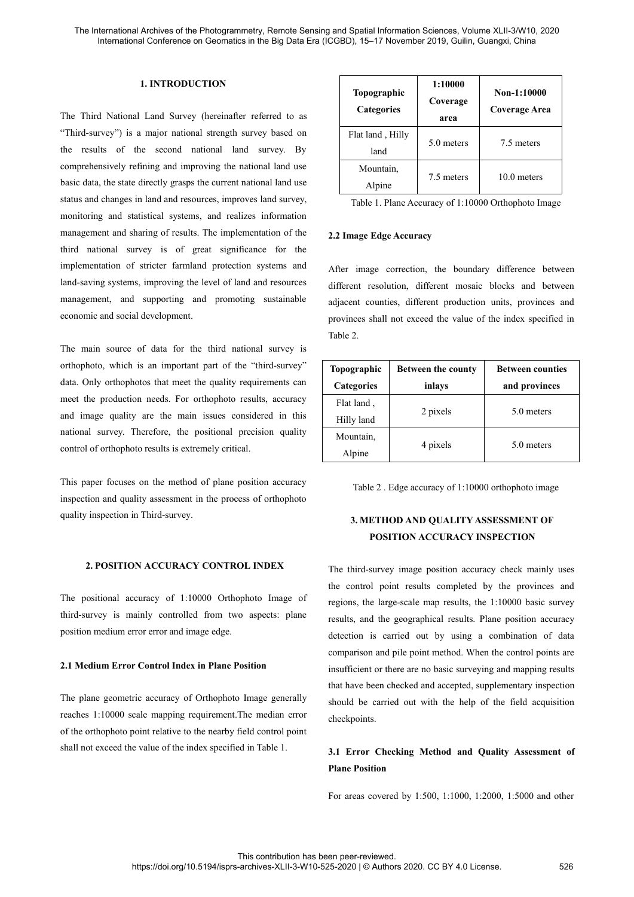## 1. INTRODUCTION

The Third National Land Survey (hereinafter referred to as "Third-survey") is a major national strength survey based on the results of the second national land survey. By comprehensively refining and improving the national land use basic data, the state directly grasps the current national land use status and changes in land and resources, improves land survey, monitoring and statistical systems, and realizes information management and sharing of results. The implementation of the third national survey is of great significance for the implementation of stricter farmland protection systems and land-saving systems, improving the level of land and resources management, and supporting and promoting sustainable economic and social development.

The main source of data for the third national survey is orthophoto, which is an important part of the "third-survey" data. Only orthophotos that meet the quality requirements can meet the production needs. For orthophoto results, accuracy and image quality are the main issues considered in this national survey. Therefore, the positional precision quality control of orthophoto results is extremely critical.

This paper focuses on the method of plane position accuracy inspection and quality assessment in the process of orthophoto quality inspection in Third-survey.

## 2. POSITION ACCURACY CONTROL INDEX

The positional accuracy of 1:10000 Orthophoto Image of third-survey is mainly controlled from two aspects: plane position medium error error and image edge.

### 2.1 Medium Error Control Index in Plane Position

The plane geometric accuracy of Orthophoto Image generally reaches 1:10000 scale mapping requirement.The median error of the orthophoto point relative to the nearby field control point shall not exceed the value of the index specified in Table 1.

| Topographic Categories | 1:10000 Coverage area | Non-1:10000 Coverage Area |
| --- | --- | --- |
| Flat land , Hilly land | 5.0 meters | 7.5 meters |
| Mountain, Alpine | 7.5 meters | 10.0 meters |

Table 1. Plane Accuracy of 1:10000 Orthophoto Image

### 2.2 Image Edge Accuracy

After image correction, the boundary difference between different resolution, different mosaic blocks and between adjacent counties, different production units, provinces and provinces shall not exceed the value of the index specified in Table 2.

| Topographic Categories | Between the county inlays | Between counties and provinces |
| --- | --- | --- |
| Flat land , Hilly land | 2 pixels | 5.0 meters |
| Mountain, Alpine | 4 pixels | 5.0 meters |

Table 2 . Edge accuracy of 1:10000 orthophoto image

## 3. METHOD AND QUALITY ASSESSMENT OF POSITION ACCURACY INSPECTION

The third-survey image position accuracy check mainly uses the control point results completed by the provinces and regions, the large-scale map results, the 1:10000 basic survey results, and the geographical results. Plane position accuracy detection is carried out by using a combination of data comparison and pile point method. When the control points are insufficient or there are no basic surveying and mapping results that have been checked and accepted, supplementary inspection should be carried out with the help of the field acquisition checkpoints.

### 3.1 Error Checking Method and Quality Assessment of Plane Position

For areas covered by 1:500, 1:1000, 1:2000, 1:5000 and other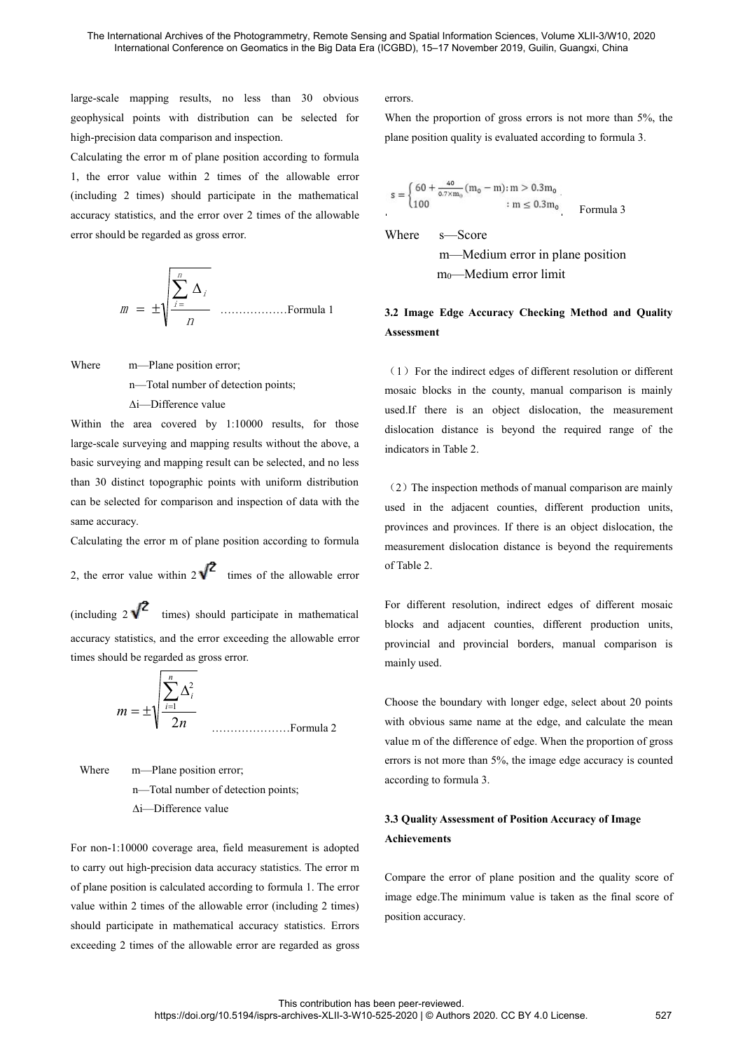large-scale mapping results, no less than 30 obvious geophysical points with distribution can be selected for high-precision data comparison and inspection.

Calculating the error m of plane position according to formula 1, the error value within 2 times of the allowable error (including 2 times) should participate in the mathematical accuracy statistics, and the error over 2 times of the allowable error should be regarded as gross error.

$$m = \pm\sqrt{\frac{\sum_{i=}^{n} \Delta_i}{n}} \quad \text{………………Formula 1}$$

Where m—Plane position error;

n—Total number of detection points;

Δi—Difference value

Within the area covered by 1:10000 results, for those large-scale surveying and mapping results without the above, a basic surveying and mapping result can be selected, and no less than 30 distinct topographic points with uniform distribution can be selected for comparison and inspection of data with the same accuracy.

Calculating the error m of plane position according to formula 2, the error value within $2\sqrt{2}$ times of the allowable error (including $2\sqrt{2}$ times) should participate in mathematical accuracy statistics, and the error exceeding the allowable error times should be regarded as gross error.

$$m = \pm\sqrt{\frac{\sum_{i=1}^{n} \Delta_i^2}{2n}} \quad \text{…………………Formula 2}$$

Where m—Plane position error;

n—Total number of detection points;

Δi—Difference value

For non-1:10000 coverage area, field measurement is adopted to carry out high-precision data accuracy statistics. The error m of plane position is calculated according to formula 1. The error value within 2 times of the allowable error (including 2 times) should participate in mathematical accuracy statistics. Errors exceeding 2 times of the allowable error are regarded as gross errors.

When the proportion of gross errors is not more than 5%, the plane position quality is evaluated according to formula 3.

$$s = \begin{cases} 60 + \frac{40}{0.7 \times m_0}(m_0 - m): m > 0.3m_0 \\ 100 \qquad\qquad\qquad\quad : m \leq 0.3m_0 \end{cases} \quad \text{Formula 3}$$

Where s—Score

m—Medium error in plane position

$m_0$—Medium error limit

### 3.2 Image Edge Accuracy Checking Method and Quality Assessment

(1) For the indirect edges of different resolution or different mosaic blocks in the county, manual comparison is mainly used.If there is an object dislocation, the measurement dislocation distance is beyond the required range of the indicators in Table 2.

(2) The inspection methods of manual comparison are mainly used in the adjacent counties, different production units, provinces and provinces. If there is an object dislocation, the measurement dislocation distance is beyond the requirements of Table 2.

For different resolution, indirect edges of different mosaic blocks and adjacent counties, different production units, provincial and provincial borders, manual comparison is mainly used.

Choose the boundary with longer edge, select about 20 points with obvious same name at the edge, and calculate the mean value m of the difference of edge. When the proportion of gross errors is not more than 5%, the image edge accuracy is counted according to formula 3.

### 3.3 Quality Assessment of Position Accuracy of Image Achievements

Compare the error of plane position and the quality score of image edge.The minimum value is taken as the final score of position accuracy.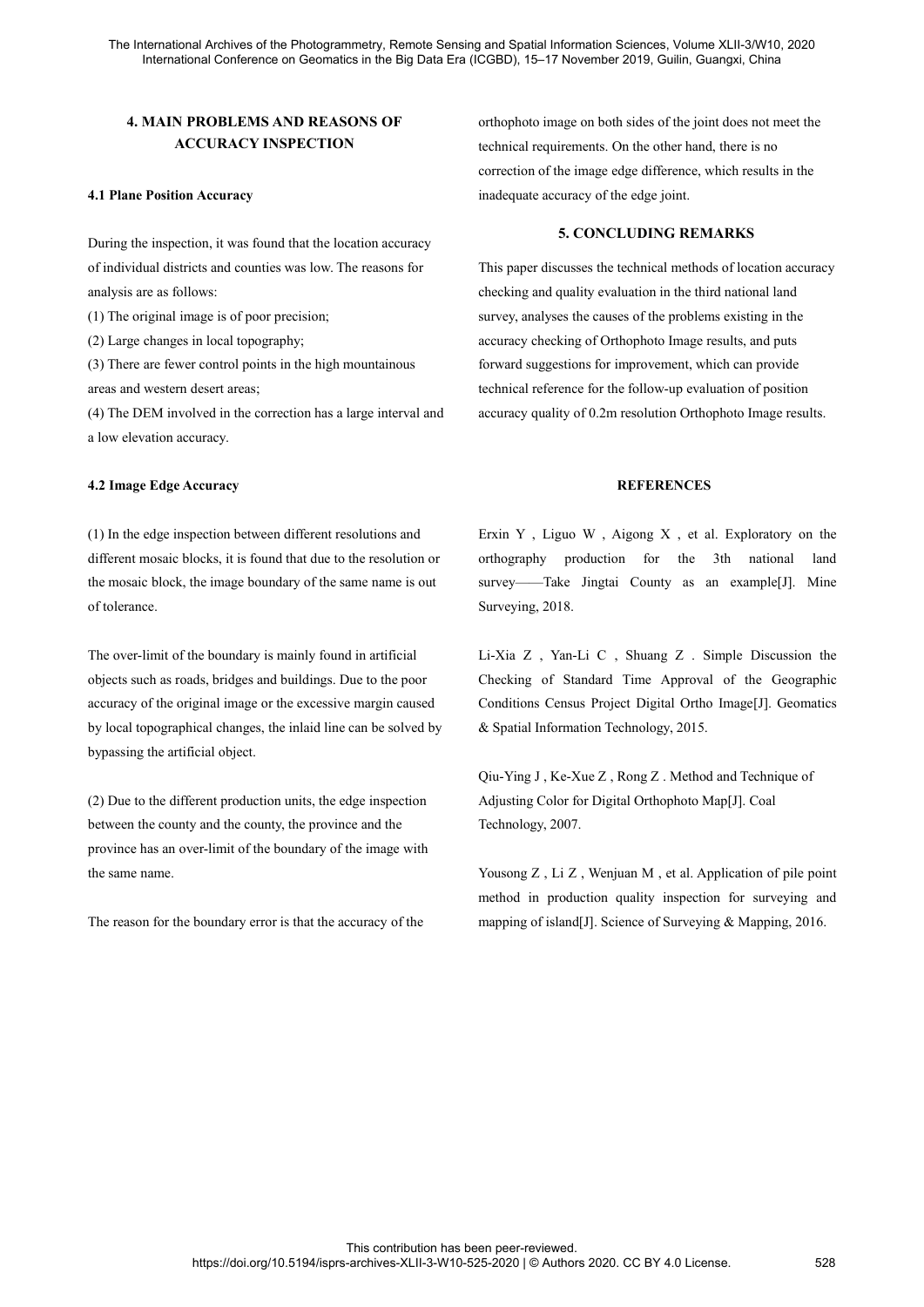## 4. MAIN PROBLEMS AND REASONS OF ACCURACY INSPECTION

### 4.1 Plane Position Accuracy

During the inspection, it was found that the location accuracy of individual districts and counties was low. The reasons for analysis are as follows:

(1) The original image is of poor precision;

(2) Large changes in local topography;

(3) There are fewer control points in the high mountainous areas and western desert areas;

(4) The DEM involved in the correction has a large interval and a low elevation accuracy.

### 4.2 Image Edge Accuracy

(1) In the edge inspection between different resolutions and different mosaic blocks, it is found that due to the resolution or the mosaic block, the image boundary of the same name is out of tolerance.

The over-limit of the boundary is mainly found in artificial objects such as roads, bridges and buildings. Due to the poor accuracy of the original image or the excessive margin caused by local topographical changes, the inlaid line can be solved by bypassing the artificial object.

(2) Due to the different production units, the edge inspection between the county and the county, the province and the province has an over-limit of the boundary of the image with the same name.

The reason for the boundary error is that the accuracy of the orthophoto image on both sides of the joint does not meet the technical requirements. On the other hand, there is no correction of the image edge difference, which results in the inadequate accuracy of the edge joint.

## 5. CONCLUDING REMARKS

This paper discusses the technical methods of location accuracy checking and quality evaluation in the third national land survey, analyses the causes of the problems existing in the accuracy checking of Orthophoto Image results, and puts forward suggestions for improvement, which can provide technical reference for the follow-up evaluation of position accuracy quality of 0.2m resolution Orthophoto Image results.

## REFERENCES

Erxin Y , Liguo W , Aigong X , et al. Exploratory on the orthography production for the 3th national land survey——Take Jingtai County as an example[J]. Mine Surveying, 2018.

Li-Xia Z , Yan-Li C , Shuang Z . Simple Discussion the Checking of Standard Time Approval of the Geographic Conditions Census Project Digital Ortho Image[J]. Geomatics & Spatial Information Technology, 2015.

Qiu-Ying J , Ke-Xue Z , Rong Z . Method and Technique of Adjusting Color for Digital Orthophoto Map[J]. Coal Technology, 2007.

Yousong Z , Li Z , Wenjuan M , et al. Application of pile point method in production quality inspection for surveying and mapping of island[J]. Science of Surveying & Mapping, 2016.